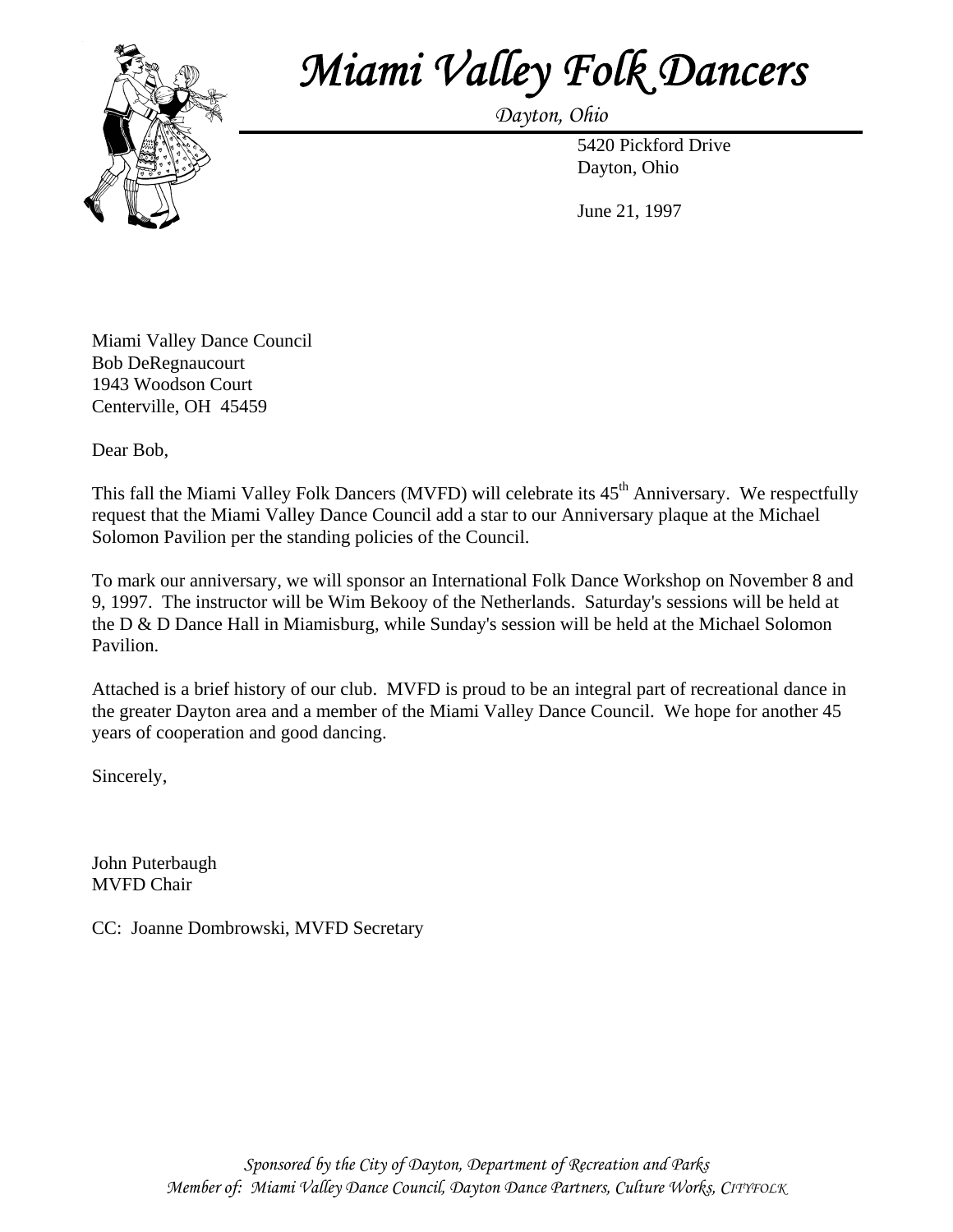# *Miami Valley Folk Dancers*

*Dayton, Ohio*

5420 Pickford Drive
Dayton, Ohio

June 21, 1997

Miami Valley Dance Council
Bob DeRegnaucourt
1943 Woodson Court
Centerville, OH 45459

Dear Bob,

This fall the Miami Valley Folk Dancers (MVFD) will celebrate its 45th Anniversary. We respectfully request that the Miami Valley Dance Council add a star to our Anniversary plaque at the Michael Solomon Pavilion per the standing policies of the Council.

To mark our anniversary, we will sponsor an International Folk Dance Workshop on November 8 and 9, 1997. The instructor will be Wim Bekooy of the Netherlands. Saturday's sessions will be held at the D & D Dance Hall in Miamisburg, while Sunday's session will be held at the Michael Solomon Pavilion.

Attached is a brief history of our club. MVFD is proud to be an integral part of recreational dance in the greater Dayton area and a member of the Miami Valley Dance Council. We hope for another 45 years of cooperation and good dancing.

Sincerely,

John Puterbaugh
MVFD Chair

CC: Joanne Dombrowski, MVFD Secretary

*Sponsored by the City of Dayton, Department of Recreation and Parks*
*Member of: Miami Valley Dance Council, Dayton Dance Partners, Culture Works, CITYFOLK*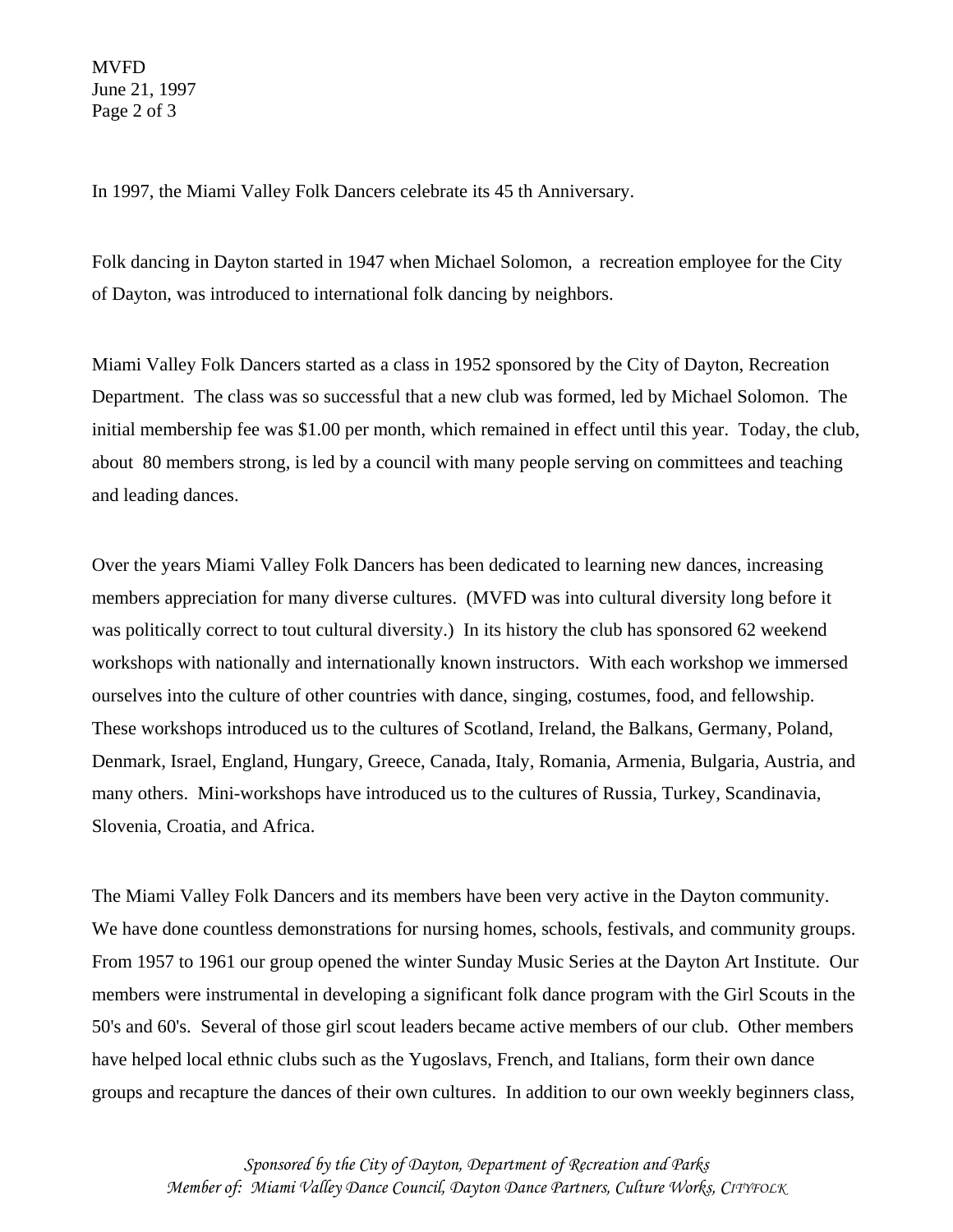In 1997, the Miami Valley Folk Dancers celebrate its 45 th Anniversary.

Folk dancing in Dayton started in 1947 when Michael Solomon, a recreation employee for the City of Dayton, was introduced to international folk dancing by neighbors.

Miami Valley Folk Dancers started as a class in 1952 sponsored by the City of Dayton, Recreation Department. The class was so successful that a new club was formed, led by Michael Solomon. The initial membership fee was $1.00 per month, which remained in effect until this year. Today, the club, about 80 members strong, is led by a council with many people serving on committees and teaching and leading dances.

Over the years Miami Valley Folk Dancers has been dedicated to learning new dances, increasing members appreciation for many diverse cultures. (MVFD was into cultural diversity long before it was politically correct to tout cultural diversity.) In its history the club has sponsored 62 weekend workshops with nationally and internationally known instructors. With each workshop we immersed ourselves into the culture of other countries with dance, singing, costumes, food, and fellowship. These workshops introduced us to the cultures of Scotland, Ireland, the Balkans, Germany, Poland, Denmark, Israel, England, Hungary, Greece, Canada, Italy, Romania, Armenia, Bulgaria, Austria, and many others. Mini-workshops have introduced us to the cultures of Russia, Turkey, Scandinavia, Slovenia, Croatia, and Africa.

The Miami Valley Folk Dancers and its members have been very active in the Dayton community. We have done countless demonstrations for nursing homes, schools, festivals, and community groups. From 1957 to 1961 our group opened the winter Sunday Music Series at the Dayton Art Institute. Our members were instrumental in developing a significant folk dance program with the Girl Scouts in the 50's and 60's. Several of those girl scout leaders became active members of our club. Other members have helped local ethnic clubs such as the Yugoslavs, French, and Italians, form their own dance groups and recapture the dances of their own cultures. In addition to our own weekly beginners class,

*Sponsored by the City of Dayton, Department of Recreation and Parks*
*Member of: Miami Valley Dance Council, Dayton Dance Partners, Culture Works, CITYFOLK*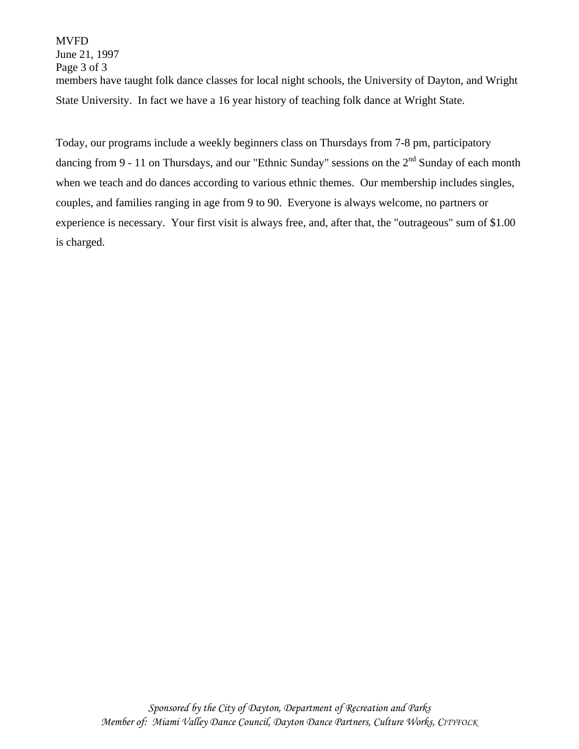members have taught folk dance classes for local night schools, the University of Dayton, and Wright State University. In fact we have a 16 year history of teaching folk dance at Wright State.

Today, our programs include a weekly beginners class on Thursdays from 7-8 pm, participatory dancing from 9 - 11 on Thursdays, and our "Ethnic Sunday" sessions on the 2nd Sunday of each month when we teach and do dances according to various ethnic themes. Our membership includes singles, couples, and families ranging in age from 9 to 90. Everyone is always welcome, no partners or experience is necessary. Your first visit is always free, and, after that, the "outrageous" sum of $1.00 is charged.

*Sponsored by the City of Dayton, Department of Recreation and Parks*
*Member of: Miami Valley Dance Council, Dayton Dance Partners, Culture Works, CITYFOLK*